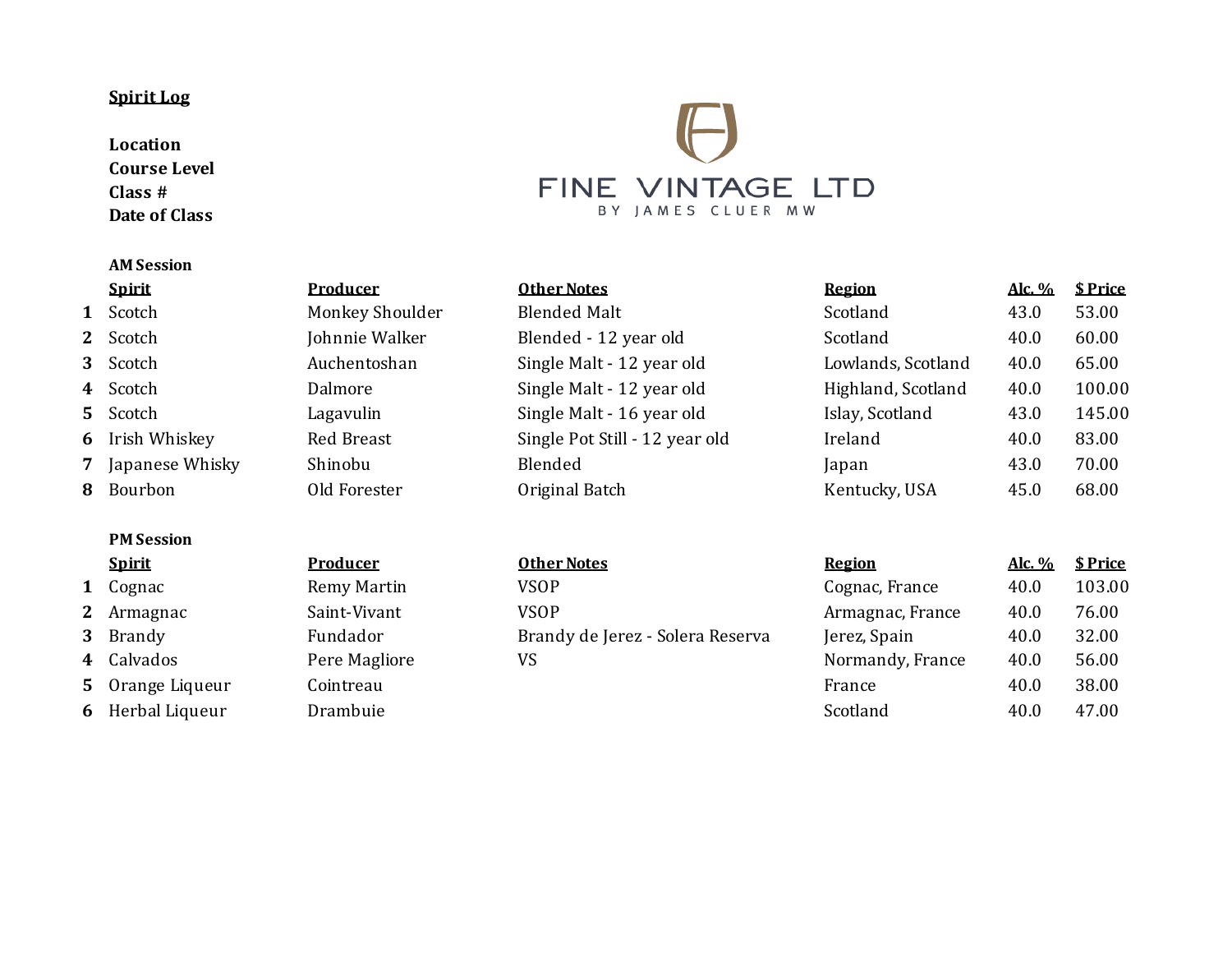**Spirit Log**

**Location**
**Course Level**
**Class #**
**Date of Class**

FINE VINTAGE LTD
BY JAMES CLUER MW

**AM Session**

| | Spirit | Producer | Other Notes | Region | Alc. % | $ Price |
|---|---|---|---|---|---|---|
| **1** | Scotch | Monkey Shoulder | Blended Malt | Scotland | 43.0 | 53.00 |
| **2** | Scotch | Johnnie Walker | Blended - 12 year old | Scotland | 40.0 | 60.00 |
| **3** | Scotch | Auchentoshan | Single Malt - 12 year old | Lowlands, Scotland | 40.0 | 65.00 |
| **4** | Scotch | Dalmore | Single Malt - 12 year old | Highland, Scotland | 40.0 | 100.00 |
| **5** | Scotch | Lagavulin | Single Malt - 16 year old | Islay, Scotland | 43.0 | 145.00 |
| **6** | Irish Whiskey | Red Breast | Single Pot Still - 12 year old | Ireland | 40.0 | 83.00 |
| **7** | Japanese Whisky | Shinobu | Blended | Japan | 43.0 | 70.00 |
| **8** | Bourbon | Old Forester | Original Batch | Kentucky, USA | 45.0 | 68.00 |

**PM Session**

| | Spirit | Producer | Other Notes | Region | Alc. % | $ Price |
|---|---|---|---|---|---|---|
| **1** | Cognac | Remy Martin | VSOP | Cognac, France | 40.0 | 103.00 |
| **2** | Armagnac | Saint-Vivant | VSOP | Armagnac, France | 40.0 | 76.00 |
| **3** | Brandy | Fundador | Brandy de Jerez - Solera Reserva | Jerez, Spain | 40.0 | 32.00 |
| **4** | Calvados | Pere Magliore | VS | Normandy, France | 40.0 | 56.00 |
| **5** | Orange Liqueur | Cointreau | | France | 40.0 | 38.00 |
| **6** | Herbal Liqueur | Drambuie | | Scotland | 40.0 | 47.00 |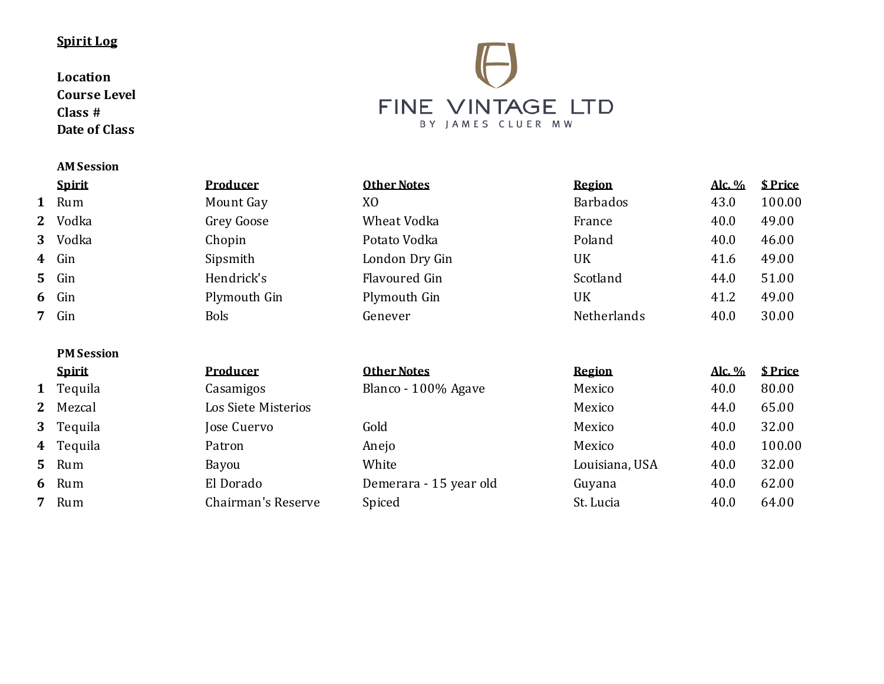**Spirit Log**

**Location**
**Course Level**
**Class #**
**Date of Class**

FINE VINTAGE LTD
BY JAMES CLUER MW

**AM Session**

| | Spirit | Producer | Other Notes | Region | Alc. % | $ Price |
|---|---|---|---|---|---|---|
| **1** | Rum | Mount Gay | XO | Barbados | 43.0 | 100.00 |
| **2** | Vodka | Grey Goose | Wheat Vodka | France | 40.0 | 49.00 |
| **3** | Vodka | Chopin | Potato Vodka | Poland | 40.0 | 46.00 |
| **4** | Gin | Sipsmith | London Dry Gin | UK | 41.6 | 49.00 |
| **5** | Gin | Hendrick's | Flavoured Gin | Scotland | 44.0 | 51.00 |
| **6** | Gin | Plymouth Gin | Plymouth Gin | UK | 41.2 | 49.00 |
| **7** | Gin | Bols | Genever | Netherlands | 40.0 | 30.00 |

**PM Session**

| | Spirit | Producer | Other Notes | Region | Alc. % | $ Price |
|---|---|---|---|---|---|---|
| **1** | Tequila | Casamigos | Blanco - 100% Agave | Mexico | 40.0 | 80.00 |
| **2** | Mezcal | Los Siete Misterios | | Mexico | 44.0 | 65.00 |
| **3** | Tequila | Jose Cuervo | Gold | Mexico | 40.0 | 32.00 |
| **4** | Tequila | Patron | Anejo | Mexico | 40.0 | 100.00 |
| **5** | Rum | Bayou | White | Louisiana, USA | 40.0 | 32.00 |
| **6** | Rum | El Dorado | Demerara - 15 year old | Guyana | 40.0 | 62.00 |
| **7** | Rum | Chairman's Reserve | Spiced | St. Lucia | 40.0 | 64.00 |